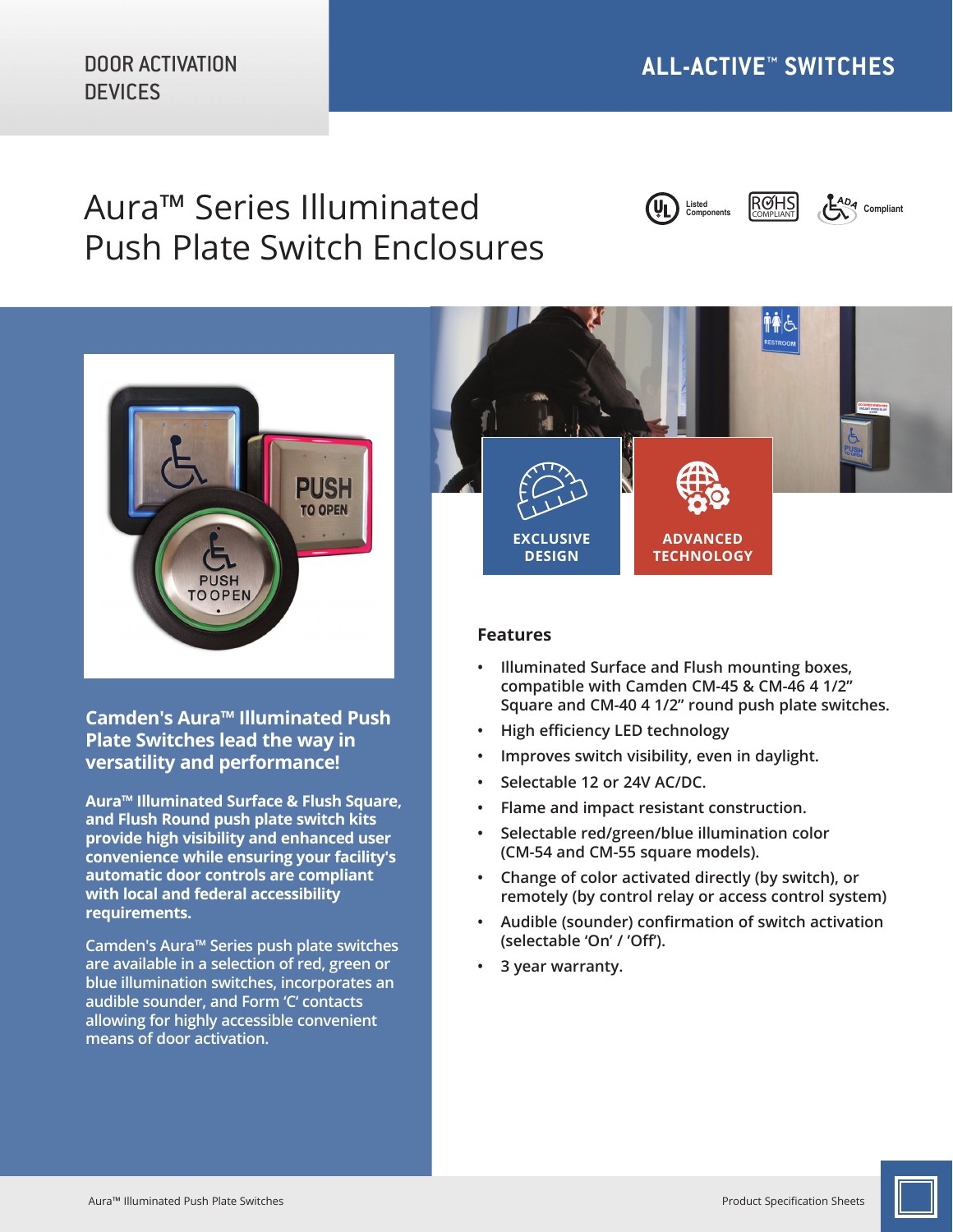DOOR ACTIVATION DEVICES

ALL-ACTIVE™ SWITCHES

# Aura™ Series Illuminated Push Plate Switch Enclosures

Listed Components | RoHS COMPLIANT | ADA Compliant

EXCLUSIVE DESIGN

ADVANCED TECHNOLOGY

## Camden's Aura™ Illuminated Push Plate Switches lead the way in versatility and performance!

**Aura™ Illuminated Surface & Flush Square, and Flush Round push plate switch kits provide high visibility and enhanced user convenience while ensuring your facility's automatic door controls are compliant with local and federal accessibility requirements.**

Camden's Aura™ Series push plate switches are available in a selection of red, green or blue illumination switches, incorporates an audible sounder, and Form 'C' contacts allowing for highly accessible convenient means of door activation.

## Features

- Illuminated Surface and Flush mounting boxes, compatible with Camden CM-45 & CM-46 4 1/2" Square and CM-40 4 1/2" round push plate switches.
- High efficiency LED technology
- Improves switch visibility, even in daylight.
- Selectable 12 or 24V AC/DC.
- Flame and impact resistant construction.
- Selectable red/green/blue illumination color (CM-54 and CM-55 square models).
- Change of color activated directly (by switch), or remotely (by control relay or access control system)
- Audible (sounder) confirmation of switch activation (selectable 'On' / 'Off').
- 3 year warranty.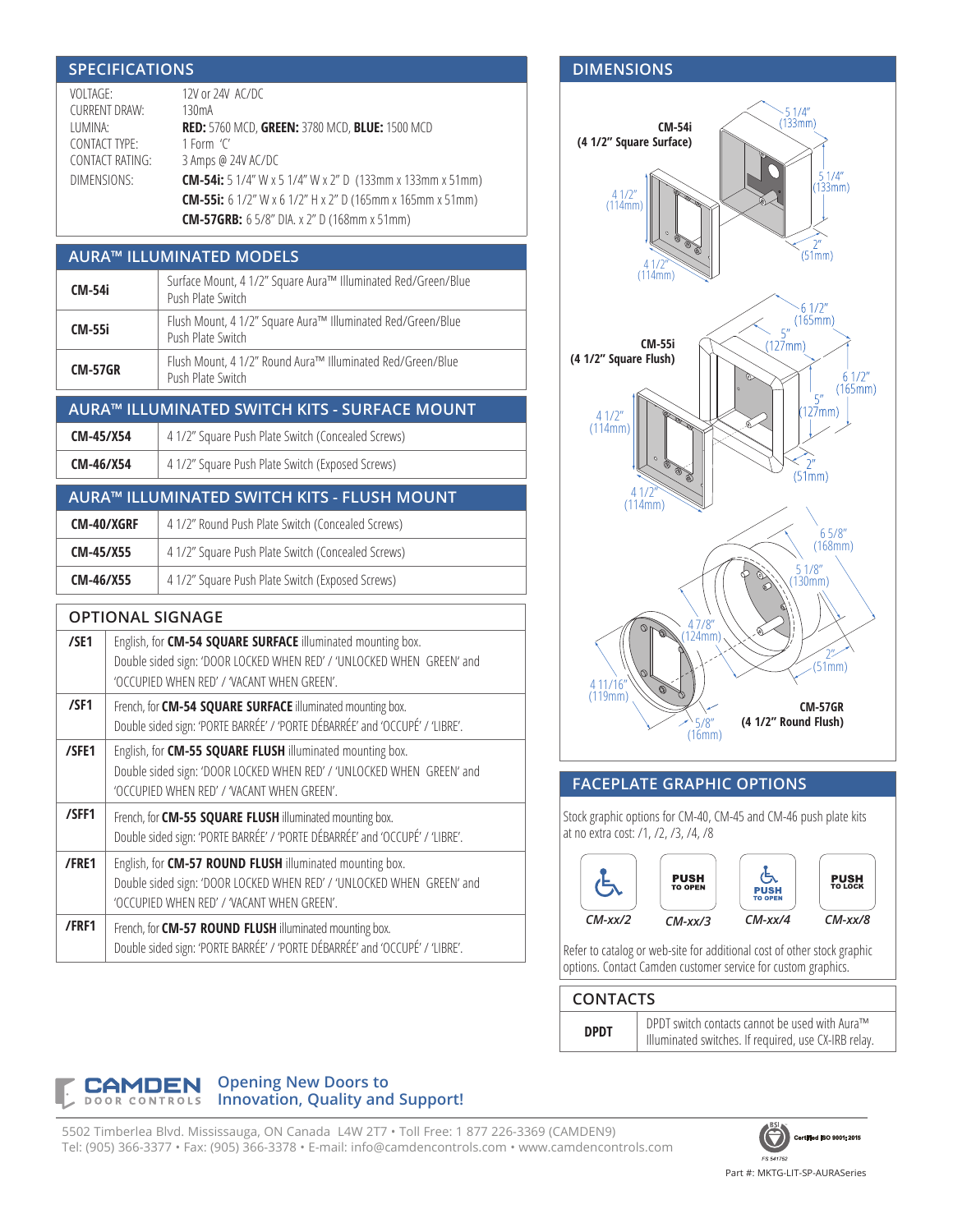## SPECIFICATIONS

| | |
|---|---|
| VOLTAGE: | 12V or 24V AC/DC |
| CURRENT DRAW: | 130mA |
| LUMINA: | **RED:** 5760 MCD, **GREEN:** 3780 MCD, **BLUE:** 1500 MCD |
| CONTACT TYPE: | 1 Form 'C' |
| CONTACT RATING: | 3 Amps @ 24V AC/DC |
| DIMENSIONS: | **CM-54i:** 5 1/4" W x 5 1/4" W x 2" D (133mm x 133mm x 51mm) |
| | **CM-55i:** 6 1/2" W x 6 1/2" H x 2" D (165mm x 165mm x 51mm) |
| | **CM-57GRB:** 6 5/8" DIA. x 2" D (168mm x 51mm) |

## AURA™ ILLUMINATED MODELS

| | |
|---|---|
| **CM-54i** | Surface Mount, 4 1/2" Square Aura™ Illuminated Red/Green/Blue Push Plate Switch |
| **CM-55i** | Flush Mount, 4 1/2" Square Aura™ Illuminated Red/Green/Blue Push Plate Switch |
| **CM-57GR** | Flush Mount, 4 1/2" Round Aura™ Illuminated Red/Green/Blue Push Plate Switch |

## AURA™ ILLUMINATED SWITCH KITS - SURFACE MOUNT

| | |
|---|---|
| **CM-45/X54** | 4 1/2" Square Push Plate Switch (Concealed Screws) |
| **CM-46/X54** | 4 1/2" Square Push Plate Switch (Exposed Screws) |

## AURA™ ILLUMINATED SWITCH KITS - FLUSH MOUNT

| | |
|---|---|
| **CM-40/XGRF** | 4 1/2" Round Push Plate Switch (Concealed Screws) |
| **CM-45/X55** | 4 1/2" Square Push Plate Switch (Concealed Screws) |
| **CM-46/X55** | 4 1/2" Square Push Plate Switch (Exposed Screws) |

## OPTIONAL SIGNAGE

| | |
|---|---|
| **/SE1** | English, for **CM-54 SQUARE SURFACE** illuminated mounting box. Double sided sign: 'DOOR LOCKED WHEN RED' / 'UNLOCKED WHEN GREEN' and 'OCCUPIED WHEN RED' / 'VACANT WHEN GREEN'. |
| **/SF1** | French, for **CM-54 SQUARE SURFACE** illuminated mounting box. Double sided sign: 'PORTE BARRÉE' / 'PORTE DÉBARRÉE' and 'OCCUPÉ' / 'LIBRE'. |
| **/SFE1** | English, for **CM-55 SQUARE FLUSH** illuminated mounting box. Double sided sign: 'DOOR LOCKED WHEN RED' / 'UNLOCKED WHEN GREEN' and 'OCCUPIED WHEN RED' / 'VACANT WHEN GREEN'. |
| **/SFF1** | French, for **CM-55 SQUARE FLUSH** illuminated mounting box. Double sided sign: 'PORTE BARRÉE' / 'PORTE DÉBARRÉE' and 'OCCUPÉ' / 'LIBRE'. |
| **/FRE1** | English, for **CM-57 ROUND FLUSH** illuminated mounting box. Double sided sign: 'DOOR LOCKED WHEN RED' / 'UNLOCKED WHEN GREEN' and 'OCCUPIED WHEN RED' / 'VACANT WHEN GREEN'. |
| **/FRF1** | French, for **CM-57 ROUND FLUSH** illuminated mounting box. Double sided sign: 'PORTE BARRÉE' / 'PORTE DÉBARRÉE' and 'OCCUPÉ' / 'LIBRE'. |

## DIMENSIONS

**CM-54i**
**(4 1/2" Square Surface)**

5 1/4" (133mm)
5 1/4" (133mm)
2" (51mm)
4 1/2" (114mm)
4 1/2" (114mm)

**CM-55i**
**(4 1/2" Square Flush)**

6 1/2" (165mm)
5" (127mm)
6 1/2" (165mm)
5" (127mm)
2" (51mm)
4 1/2" (114mm)
4 1/2" (114mm)

**CM-57GR**
**(4 1/2" Round Flush)**

6 5/8" (168mm)
5 1/8" (130mm)
4 7/8" (124mm)
2" (51mm)
4 11/16" (119mm)
5/8" (16mm)

## FACEPLATE GRAPHIC OPTIONS

Stock graphic options for CM-40, CM-45 and CM-46 push plate kits at no extra cost: /1, /2, /3, /4, /8

PUSH TO OPEN
PUSH TO OPEN
PUSH TO LOCK

*CM-xx/2* *CM-xx/3* *CM-xx/4* *CM-xx/8*

Refer to catalog or web-site for additional cost of other stock graphic options. Contact Camden customer service for custom graphics.

## CONTACTS

| | |
|---|---|
| **DPDT** | DPDT switch contacts cannot be used with Aura™ Illuminated switches. If required, use CX-IRB relay. |

CAMDEN DOOR CONTROLS
Opening New Doors to Innovation, Quality and Support!

5502 Timberlea Blvd. Mississauga, ON Canada L4W 2T7 • Toll Free: 1 877 226-3369 (CAMDEN9)
Tel: (905) 366-3377 • Fax: (905) 366-3378 • E-mail: info@camdencontrols.com • www.camdencontrols.com

Certified ISO 9001:2015
FS 541752

Part #: MKTG-LIT-SP-AURASeries